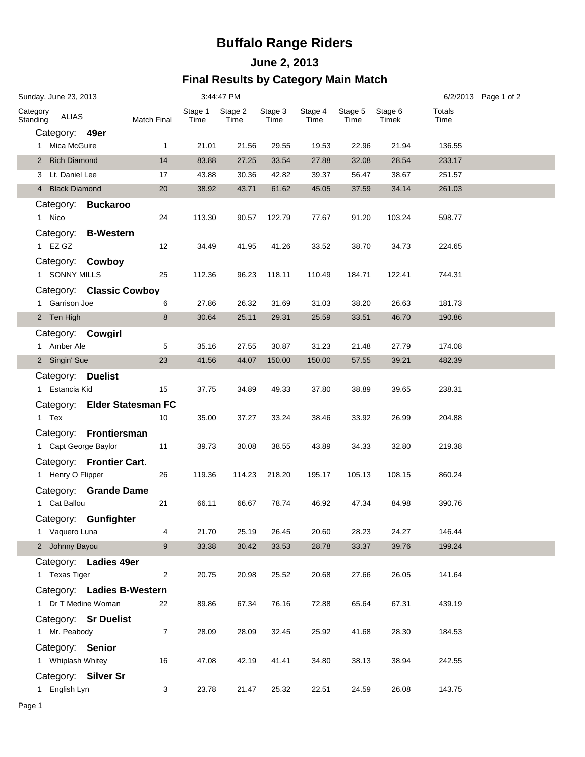# Buffalo Range Riders

## June 2, 2013

## Final Results by Category Main Match

Sunday, June 23, 2013 3:44:47 PM 6/2/2013

| Category Standing | ALIAS | Match Final | Stage 1 Time | Stage 2 Time | Stage 3 Time | Stage 4 Time | Stage 5 Time | Stage 6 Timek | Totals Time |
|---|---|---|---|---|---|---|---|---|---|
| **Category: 49er** | | | | | | | | | |
| 1 | Mica McGuire | 1 | 21.01 | 21.56 | 29.55 | 19.53 | 22.96 | 21.94 | 136.55 |
| 2 | Rich Diamond | 14 | 83.88 | 27.25 | 33.54 | 27.88 | 32.08 | 28.54 | 233.17 |
| 3 | Lt. Daniel Lee | 17 | 43.88 | 30.36 | 42.82 | 39.37 | 56.47 | 38.67 | 251.57 |
| 4 | Black Diamond | 20 | 38.92 | 43.71 | 61.62 | 45.05 | 37.59 | 34.14 | 261.03 |
| **Category: Buckaroo** | | | | | | | | | |
| 1 | Nico | 24 | 113.30 | 90.57 | 122.79 | 77.67 | 91.20 | 103.24 | 598.77 |
| **Category: B-Western** | | | | | | | | | |
| 1 | EZ GZ | 12 | 34.49 | 41.95 | 41.26 | 33.52 | 38.70 | 34.73 | 224.65 |
| **Category: Cowboy** | | | | | | | | | |
| 1 | SONNY MILLS | 25 | 112.36 | 96.23 | 118.11 | 110.49 | 184.71 | 122.41 | 744.31 |
| **Category: Classic Cowboy** | | | | | | | | | |
| 1 | Garrison Joe | 6 | 27.86 | 26.32 | 31.69 | 31.03 | 38.20 | 26.63 | 181.73 |
| 2 | Ten High | 8 | 30.64 | 25.11 | 29.31 | 25.59 | 33.51 | 46.70 | 190.86 |
| **Category: Cowgirl** | | | | | | | | | |
| 1 | Amber Ale | 5 | 35.16 | 27.55 | 30.87 | 31.23 | 21.48 | 27.79 | 174.08 |
| 2 | Singin' Sue | 23 | 41.56 | 44.07 | 150.00 | 150.00 | 57.55 | 39.21 | 482.39 |
| **Category: Duelist** | | | | | | | | | |
| 1 | Estancia Kid | 15 | 37.75 | 34.89 | 49.33 | 37.80 | 38.89 | 39.65 | 238.31 |
| **Category: Elder Statesman FC** | | | | | | | | | |
| 1 | Tex | 10 | 35.00 | 37.27 | 33.24 | 38.46 | 33.92 | 26.99 | 204.88 |
| **Category: Frontiersman** | | | | | | | | | |
| 1 | Capt George Baylor | 11 | 39.73 | 30.08 | 38.55 | 43.89 | 34.33 | 32.80 | 219.38 |
| **Category: Frontier Cart.** | | | | | | | | | |
| 1 | Henry O Flipper | 26 | 119.36 | 114.23 | 218.20 | 195.17 | 105.13 | 108.15 | 860.24 |
| **Category: Grande Dame** | | | | | | | | | |
| 1 | Cat Ballou | 21 | 66.11 | 66.67 | 78.74 | 46.92 | 47.34 | 84.98 | 390.76 |
| **Category: Gunfighter** | | | | | | | | | |
| 1 | Vaquero Luna | 4 | 21.70 | 25.19 | 26.45 | 20.60 | 28.23 | 24.27 | 146.44 |
| 2 | Johnny Bayou | 9 | 33.38 | 30.42 | 33.53 | 28.78 | 33.37 | 39.76 | 199.24 |
| **Category: Ladies 49er** | | | | | | | | | |
| 1 | Texas Tiger | 2 | 20.75 | 20.98 | 25.52 | 20.68 | 27.66 | 26.05 | 141.64 |
| **Category: Ladies B-Western** | | | | | | | | | |
| 1 | Dr T Medine Woman | 22 | 89.86 | 67.34 | 76.16 | 72.88 | 65.64 | 67.31 | 439.19 |
| **Category: Sr Duelist** | | | | | | | | | |
| 1 | Mr. Peabody | 7 | 28.09 | 28.09 | 32.45 | 25.92 | 41.68 | 28.30 | 184.53 |
| **Category: Senior** | | | | | | | | | |
| 1 | Whiplash Whitey | 16 | 47.08 | 42.19 | 41.41 | 34.80 | 38.13 | 38.94 | 242.55 |
| **Category: Silver Sr** | | | | | | | | | |
| 1 | English Lyn | 3 | 23.78 | 21.47 | 25.32 | 22.51 | 24.59 | 26.08 | 143.75 |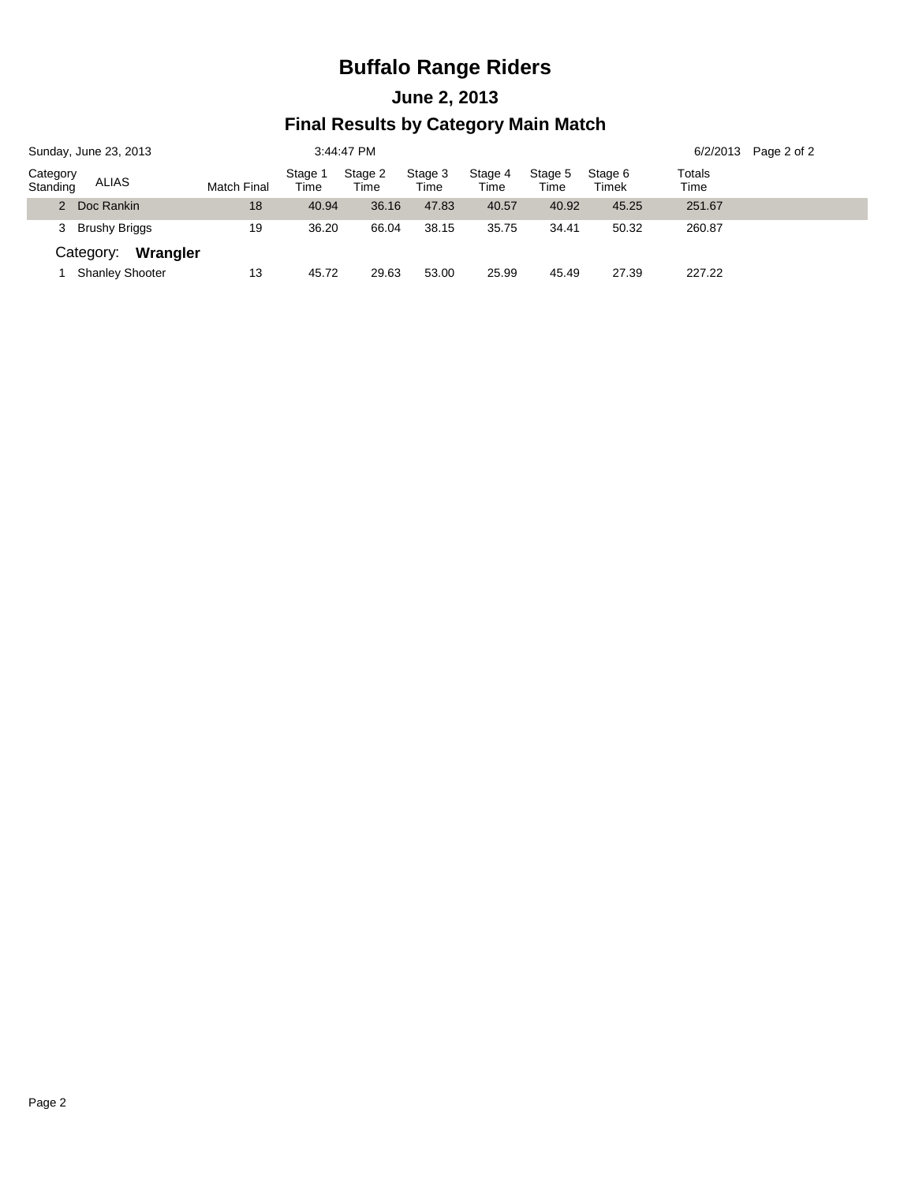# Buffalo Range Riders

## June 2, 2013

## Final Results by Category Main Match

Sunday, June 23, 2013 3:44:47 PM 6/2/2013

| Category Standing | ALIAS | Match Final | Stage 1 Time | Stage 2 Time | Stage 3 Time | Stage 4 Time | Stage 5 Time | Stage 6 Timek | Totals Time |
|---|---|---|---|---|---|---|---|---|---|
| 2 | Doc Rankin | 18 | 40.94 | 36.16 | 47.83 | 40.57 | 40.92 | 45.25 | 251.67 |
| 3 | Brushy Briggs | 19 | 36.20 | 66.04 | 38.15 | 35.75 | 34.41 | 50.32 | 260.87 |
| Category: **Wrangler** | | | | | | | | | |
| 1 | Shanley Shooter | 13 | 45.72 | 29.63 | 53.00 | 25.99 | 45.49 | 27.39 | 227.22 |